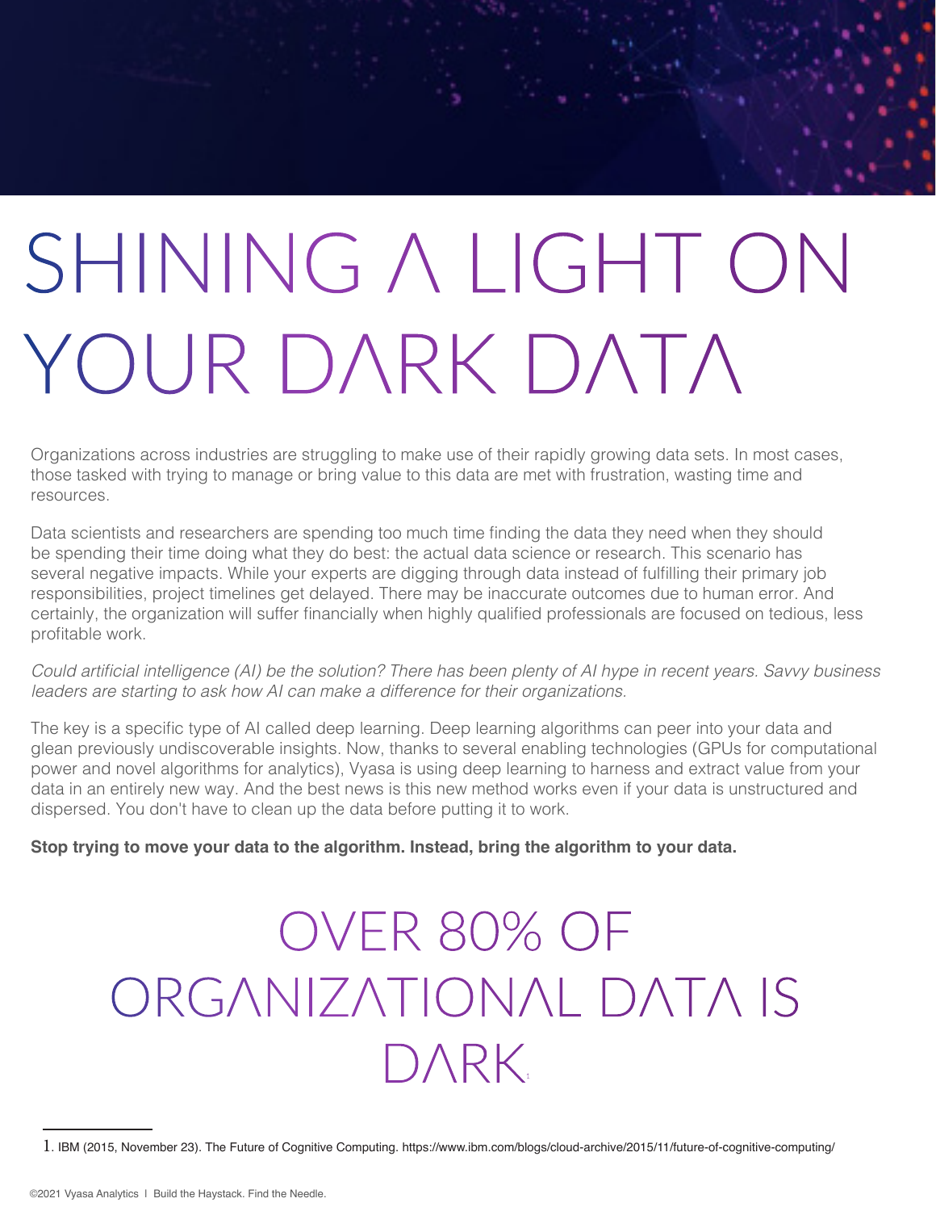# SHINING A LIGHT ON YOUR DARK DATA

Organizations across industries are struggling to make use of their rapidly growing data sets. In most cases, those tasked with trying to manage or bring value to this data are met with frustration, wasting time and resources.

Data scientists and researchers are spending too much time finding the data they need when they should be spending their time doing what they do best: the actual data science or research. This scenario has several negative impacts. While your experts are digging through data instead of fulfilling their primary job responsibilities, project timelines get delayed. There may be inaccurate outcomes due to human error. And certainly, the organization will suffer financially when highly qualified professionals are focused on tedious, less profitable work.

*Could artificial intelligence (AI) be the solution? There has been plenty of AI hype in recent years. Savvy business leaders are starting to ask how AI can make a difference for their organizations.*

The key is a specific type of AI called deep learning. Deep learning algorithms can peer into your data and glean previously undiscoverable insights. Now, thanks to several enabling technologies (GPUs for computational power and novel algorithms for analytics), Vyasa is using deep learning to harness and extract value from your data in an entirely new way. And the best news is this new method works even if your data is unstructured and dispersed. You don't have to clean up the data before putting it to work.

**Stop trying to move your data to the algorithm. Instead, bring the algorithm to your data.**

## OVER 80% OF ORGANIZATIONAL DATA IS DARK[1]

1. IBM (2015, November 23). The Future of Cognitive Computing. https://www.ibm.com/blogs/cloud-archive/2015/11/future-of-cognitive-computing/

©2021 Vyasa Analytics | Build the Haystack. Find the Needle.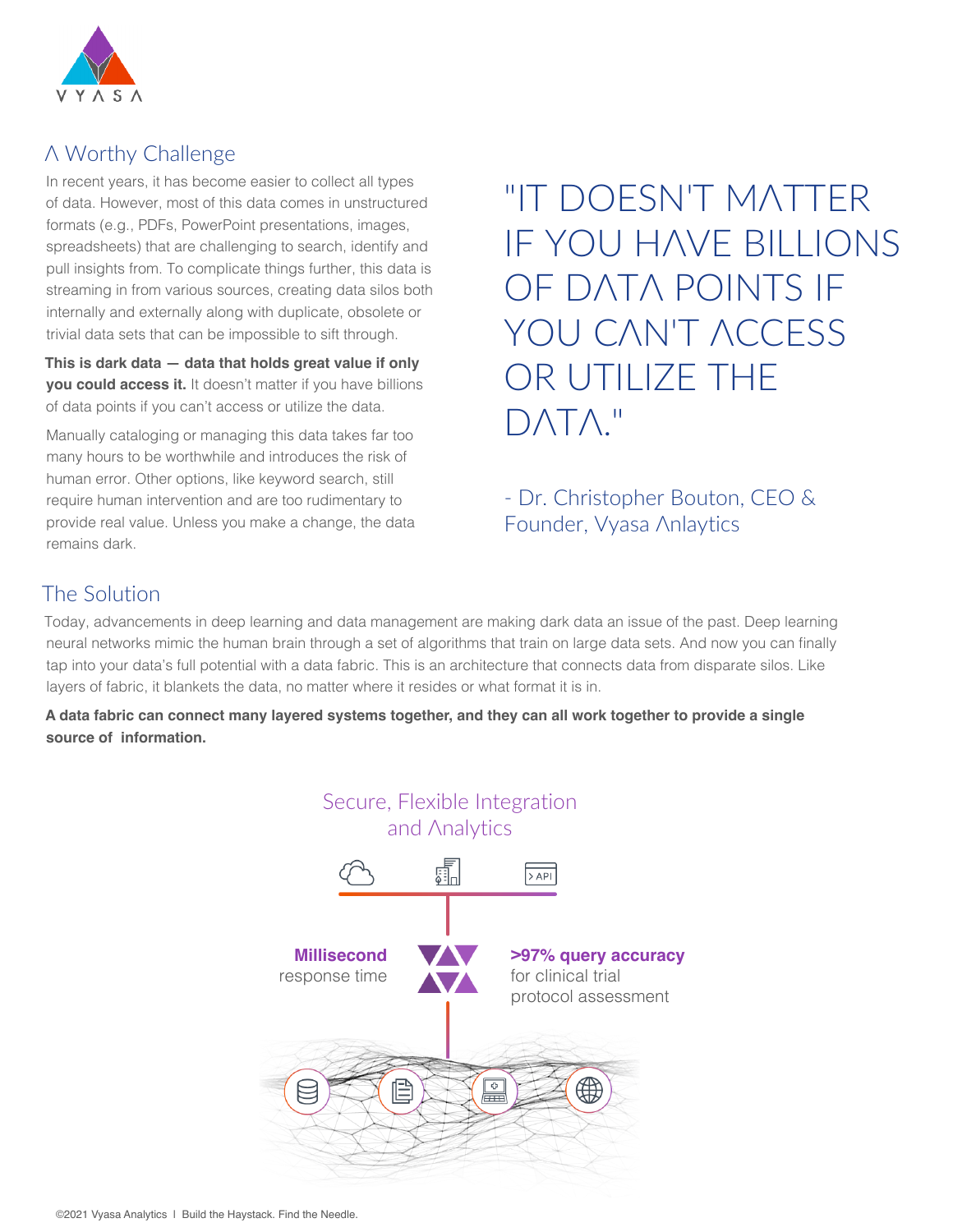## Λ Worthy Challenge

In recent years, it has become easier to collect all types of data. However, most of this data comes in unstructured formats (e.g., PDFs, PowerPoint presentations, images, spreadsheets) that are challenging to search, identify and pull insights from. To complicate things further, this data is streaming in from various sources, creating data silos both internally and externally along with duplicate, obsolete or trivial data sets that can be impossible to sift through.

**This is dark data — data that holds great value if only you could access it.** It doesn't matter if you have billions of data points if you can't access or utilize the data.

Manually cataloging or managing this data takes far too many hours to be worthwhile and introduces the risk of human error. Other options, like keyword search, still require human intervention and are too rudimentary to provide real value. Unless you make a change, the data remains dark.

> "IT DOESN'T MΛTTER IF YOU HΛVE BILLIONS OF DΛTΛ POINTS IF YOU CΛN'T ΛCCESS OR UTILIZE THE DΛTΛ."
>
> - Dr. Christopher Bouton, CEO & Founder, Vyasa Λnlaytics

## The Solution

Today, advancements in deep learning and data management are making dark data an issue of the past. Deep learning neural networks mimic the human brain through a set of algorithms that train on large data sets. And now you can finally tap into your data's full potential with a data fabric. This is an architecture that connects data from disparate silos. Like layers of fabric, it blankets the data, no matter where it resides or what format it is in.

**A data fabric can connect many layered systems together, and they can all work together to provide a single source of information.**

Secure, Flexible Integration and Λnalytics

**Millisecond** response time

**>97% query accuracy** for clinical trial protocol assessment

©2021 Vyasa Analytics I Build the Haystack. Find the Needle.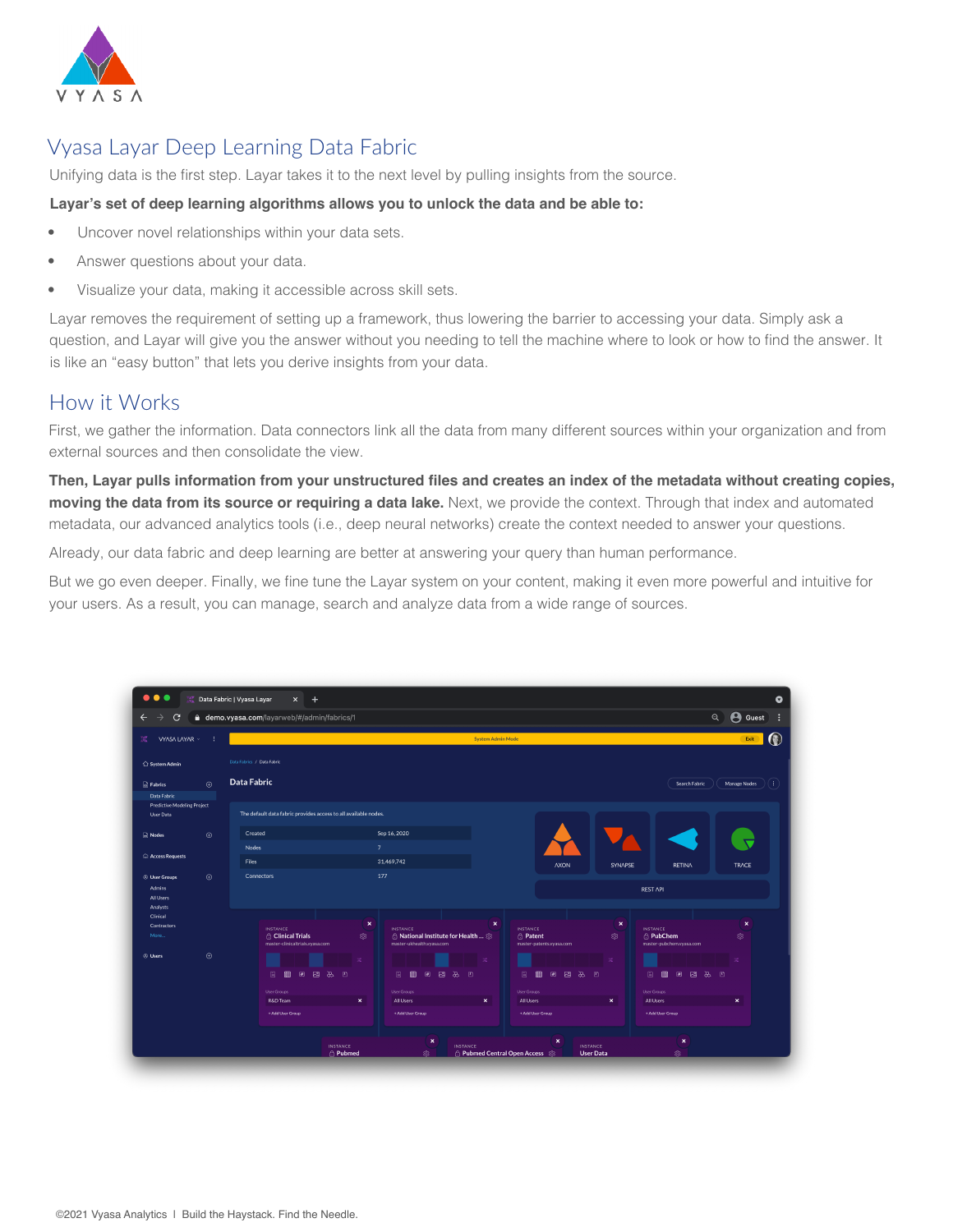# Vyasa Layar Deep Learning Data Fabric

Unifying data is the first step. Layar takes it to the next level by pulling insights from the source.

**Layar's set of deep learning algorithms allows you to unlock the data and be able to:**

- Uncover novel relationships within your data sets.
- Answer questions about your data.
- Visualize your data, making it accessible across skill sets.

Layar removes the requirement of setting up a framework, thus lowering the barrier to accessing your data. Simply ask a question, and Layar will give you the answer without you needing to tell the machine where to look or how to find the answer. It is like an "easy button" that lets you derive insights from your data.

## How it Works

First, we gather the information. Data connectors link all the data from many different sources within your organization and from external sources and then consolidate the view.

**Then, Layar pulls information from your unstructured files and creates an index of the metadata without creating copies, moving the data from its source or requiring a data lake.** Next, we provide the context. Through that index and automated metadata, our advanced analytics tools (i.e., deep neural networks) create the context needed to answer your questions.

Already, our data fabric and deep learning are better at answering your query than human performance.

But we go even deeper. Finally, we fine tune the Layar system on your content, making it even more powerful and intuitive for your users. As a result, you can manage, search and analyze data from a wide range of sources.

©2021 Vyasa Analytics I Build the Haystack. Find the Needle.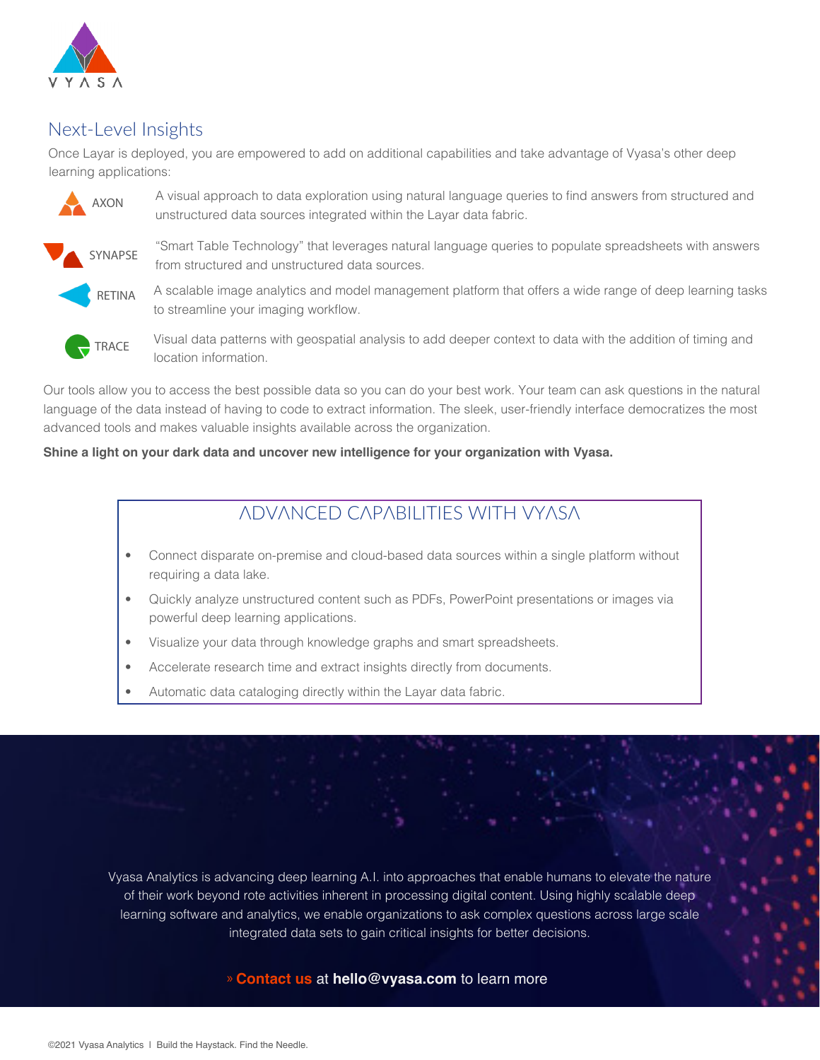## Next-Level Insights

Once Layar is deployed, you are empowered to add on additional capabilities and take advantage of Vyasa's other deep learning applications:

- **AXON** – A visual approach to data exploration using natural language queries to find answers from structured and unstructured data sources integrated within the Layar data fabric.
- **SYNAPSE** – "Smart Table Technology" that leverages natural language queries to populate spreadsheets with answers from structured and unstructured data sources.
- **RETINA** – A scalable image analytics and model management platform that offers a wide range of deep learning tasks to streamline your imaging workflow.
- **TRACE** – Visual data patterns with geospatial analysis to add deeper context to data with the addition of timing and location information.

Our tools allow you to access the best possible data so you can do your best work. Your team can ask questions in the natural language of the data instead of having to code to extract information. The sleek, user-friendly interface democratizes the most advanced tools and makes valuable insights available across the organization.

**Shine a light on your dark data and uncover new intelligence for your organization with Vyasa.**

## ADVANCED CAPABILITIES WITH VYASA

- Connect disparate on-premise and cloud-based data sources within a single platform without requiring a data lake.
- Quickly analyze unstructured content such as PDFs, PowerPoint presentations or images via powerful deep learning applications.
- Visualize your data through knowledge graphs and smart spreadsheets.
- Accelerate research time and extract insights directly from documents.
- Automatic data cataloging directly within the Layar data fabric.

Vyasa Analytics is advancing deep learning A.I. into approaches that enable humans to elevate the nature of their work beyond rote activities inherent in processing digital content. Using highly scalable deep learning software and analytics, we enable organizations to ask complex questions across large scale integrated data sets to gain critical insights for better decisions.

» **Contact us** at **hello@vyasa.com** to learn more

©2021 Vyasa Analytics I Build the Haystack. Find the Needle.